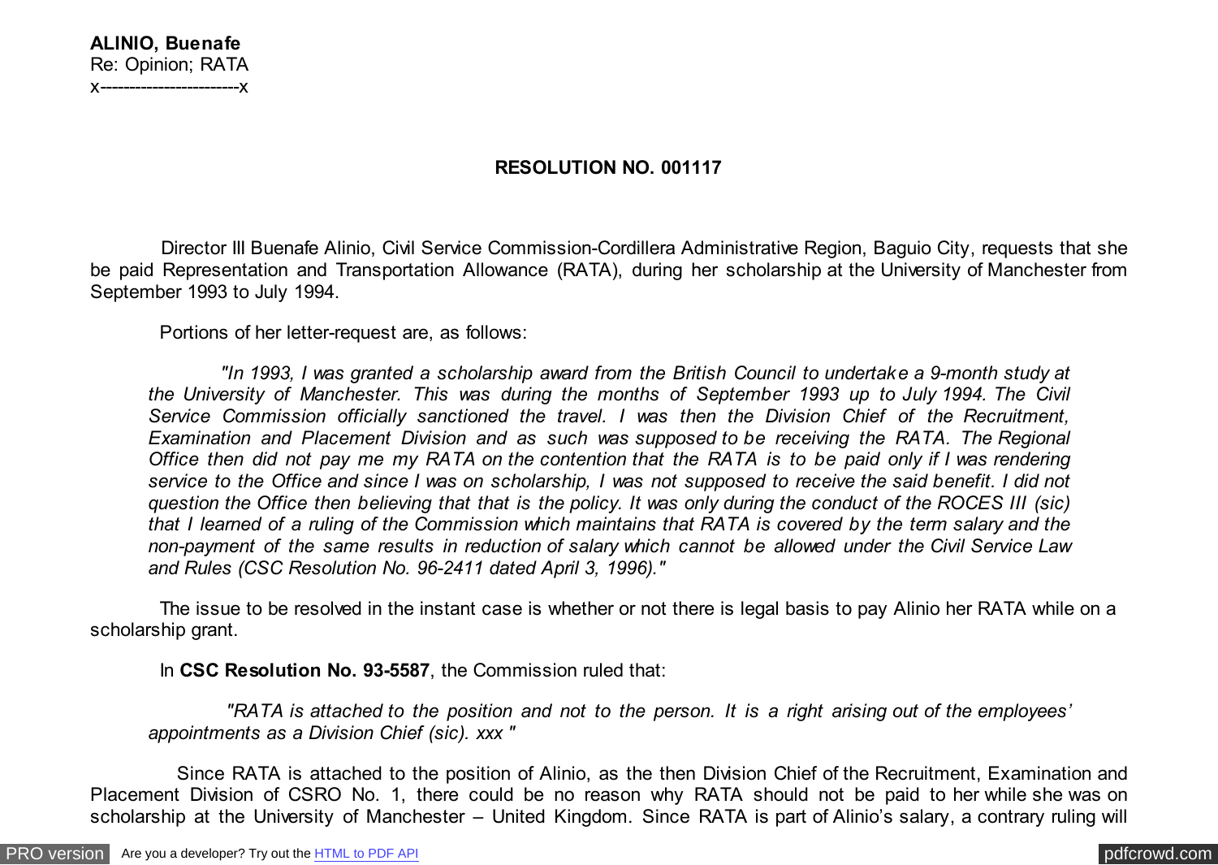**ALINIO, Buenafe**
Re: Opinion; RATA
x------------------------x

**RESOLUTION NO. 001117**

Director III Buenafe Alinio, Civil Service Commission-Cordillera Administrative Region, Baguio City, requests that she be paid Representation and Transportation Allowance (RATA), during her scholarship at the University of Manchester from September 1993 to July 1994.

Portions of her letter-request are, as follows:

> *"In 1993, I was granted a scholarship award from the British Council to undertake a 9-month study at the University of Manchester. This was during the months of September 1993 up to July 1994. The Civil Service Commission officially sanctioned the travel. I was then the Division Chief of the Recruitment, Examination and Placement Division and as such was supposed to be receiving the RATA. The Regional Office then did not pay me my RATA on the contention that the RATA is to be paid only if I was rendering service to the Office and since I was on scholarship, I was not supposed to receive the said benefit. I did not question the Office then believing that that is the policy. It was only during the conduct of the ROCES III (sic) that I learned of a ruling of the Commission which maintains that RATA is covered by the term salary and the non-payment of the same results in reduction of salary which cannot be allowed under the Civil Service Law and Rules (CSC Resolution No. 96-2411 dated April 3, 1996)."*

The issue to be resolved in the instant case is whether or not there is legal basis to pay Alinio her RATA while on a scholarship grant.

In **CSC Resolution No. 93-5587**, the Commission ruled that:

> *"RATA is attached to the position and not to the person. It is a right arising out of the employees' appointments as a Division Chief (sic). xxx "*

Since RATA is attached to the position of Alinio, as the then Division Chief of the Recruitment, Examination and Placement Division of CSRO No. 1, there could be no reason why RATA should not be paid to her while she was on scholarship at the University of Manchester – United Kingdom. Since RATA is part of Alinio's salary, a contrary ruling will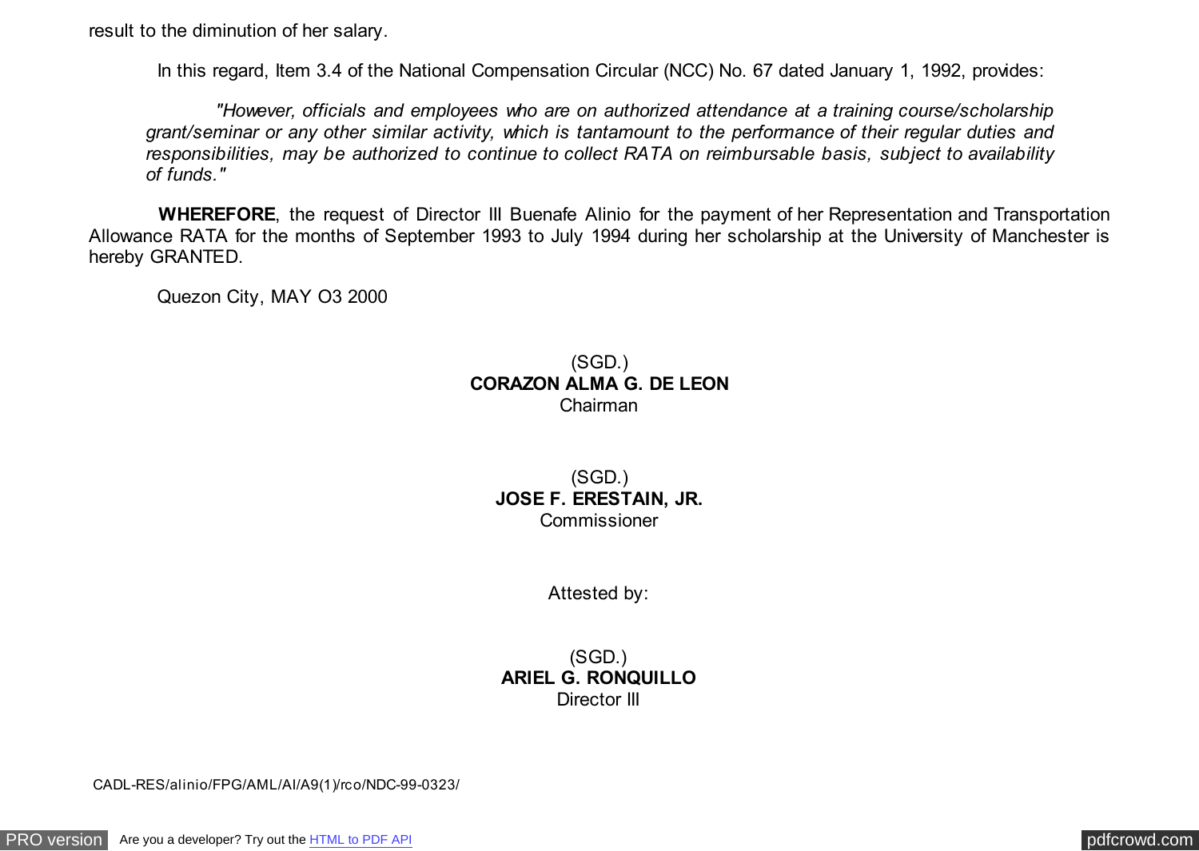result to the diminution of her salary.

In this regard, Item 3.4 of the National Compensation Circular (NCC) No. 67 dated January 1, 1992, provides:

> *"However, officials and employees who are on authorized attendance at a training course/scholarship grant/seminar or any other similar activity, which is tantamount to the performance of their regular duties and responsibilities, may be authorized to continue to collect RATA on reimbursable basis, subject to availability of funds."*

**WHEREFORE**, the request of Director III Buenafe Alinio for the payment of her Representation and Transportation Allowance RATA for the months of September 1993 to July 1994 during her scholarship at the University of Manchester is hereby GRANTED.

Quezon City, MAY O3 2000

(SGD.)
**CORAZON ALMA G. DE LEON**
Chairman

(SGD.)
**JOSE F. ERESTAIN, JR.**
Commissioner

Attested by:

(SGD.)
**ARIEL G. RONQUILLO**
Director III

CADL-RES/alinio/FPG/AML/AI/A9(1)/rco/NDC-99-0323/